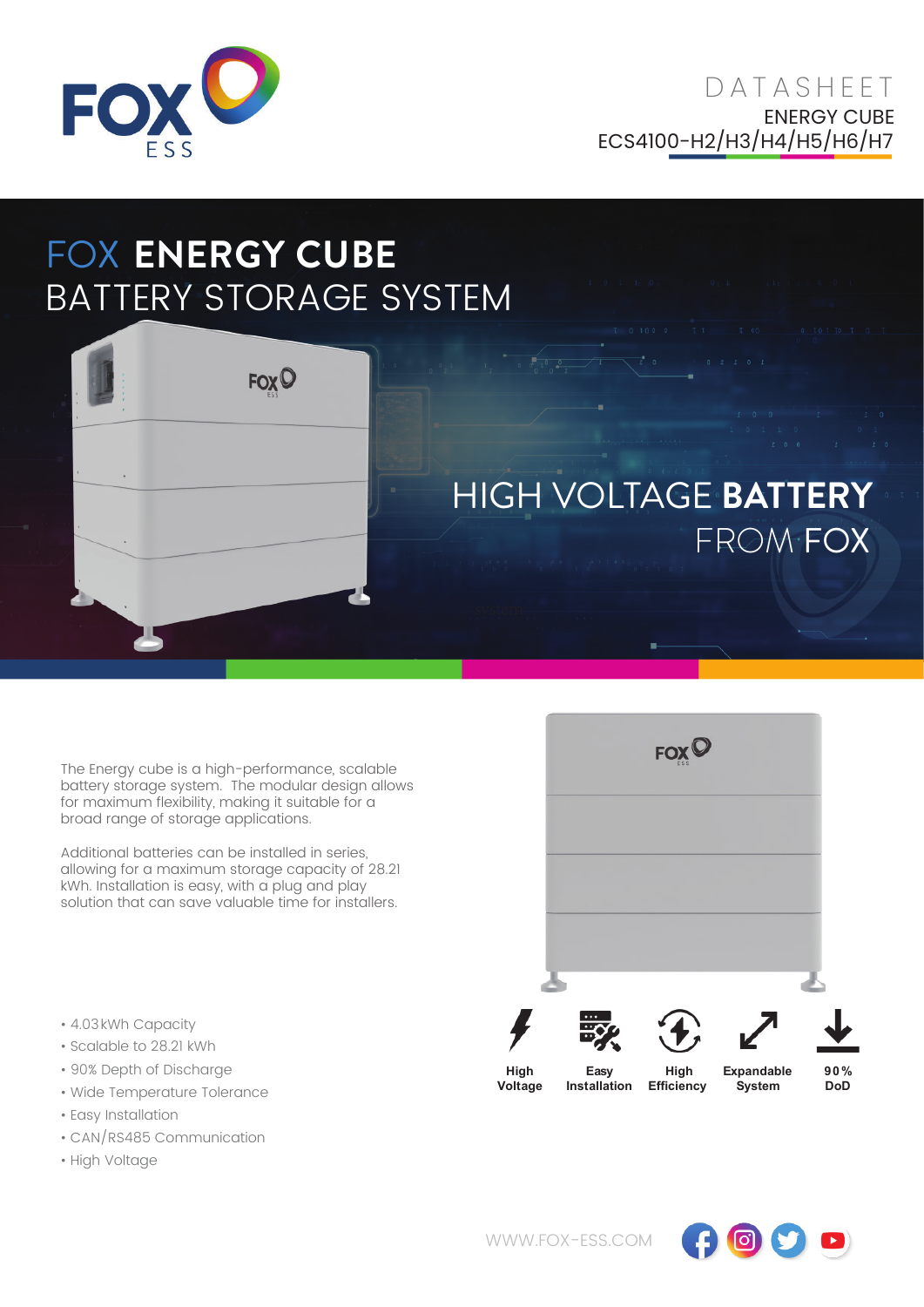DATASHEET

ENERGY CUBE

ECS4100-H2/H3/H4/H5/H6/H7

# FOX **ENERGY CUBE**
## BATTERY STORAGE SYSTEM

HIGH VOLTAGE **BATTERY**
FROM **FOX**

The Energy cube is a high-performance, scalable battery storage system. The modular design allows for maximum flexibility, making it suitable for a broad range of storage applications.

Additional batteries can be installed in series, allowing for a maximum storage capacity of 28.21 kWh. Installation is easy, with a plug and play solution that can save valuable time for installers.

- 4.03kWh Capacity
- Scalable to 28.21 kWh
- 90% Depth of Discharge
- Wide Temperature Tolerance
- Easy Installation
- CAN/RS485 Communication
- High Voltage

**High Voltage** | **Easy Installation** | **High Efficiency** | **Expandable System** | **90% DoD**

WWW.FOX-ESS.COM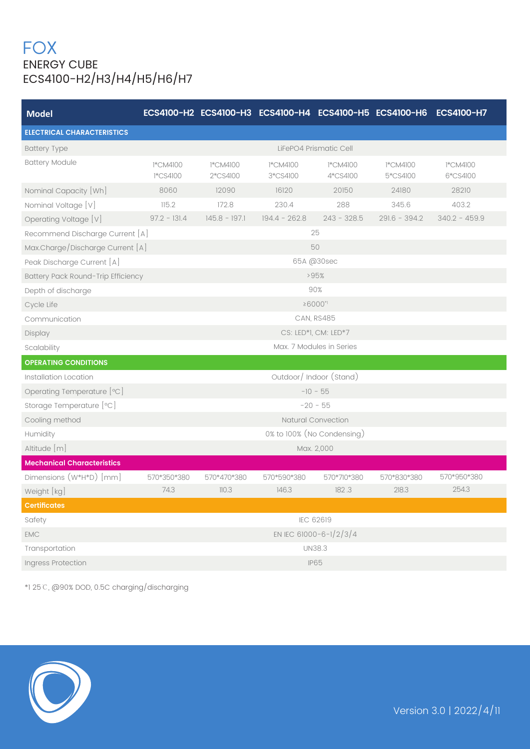# FOX

## ENERGY CUBE

## ECS4100-H2/H3/H4/H5/H6/H7

| Model | ECS4100-H2 | ECS4100-H3 | ECS4100-H4 | ECS4100-H5 | ECS4100-H6 | ECS4100-H7 |
|---|---|---|---|---|---|---|
| **ELECTRICAL CHARACTERISTICS** | | | | | | |
| Battery Type | LiFePO4 Prismatic Cell | | | | | |
| Battery Module | 1*CM4100 1*CS4100 | 1*CM4100 2*CS4100 | 1*CM4100 3*CS4100 | 1*CM4100 4*CS4100 | 1*CM4100 5*CS4100 | 1*CM4100 6*CS4100 |
| Nominal Capacity [Wh] | 8060 | 12090 | 16120 | 20150 | 24180 | 28210 |
| Nominal Voltage [V] | 115.2 | 172.8 | 230.4 | 288 | 345.6 | 403.2 |
| Operating Voltage [V] | 97.2 - 131.4 | 145.8 - 197.1 | 194.4 - 262.8 | 243 - 328.5 | 291.6 - 394.2 | 340.2 - 459.9 |
| Recommend Discharge Current [A] | 25 | | | | | |
| Max.Charge/Discharge Current [A] | 50 | | | | | |
| Peak Discharge Current [A] | 65A @30sec | | | | | |
| Battery Pack Round-Trip Efficiency | >95% | | | | | |
| Depth of discharge | 90% | | | | | |
| Cycle Life | ≥6000*1 | | | | | |
| Communication | CAN, RS485 | | | | | |
| Display | CS: LED*1, CM: LED*7 | | | | | |
| Scalability | Max. 7 Modules in Series | | | | | |
| **OPERATING CONDITIONS** | | | | | | |
| Installation Location | Outdoor/ Indoor (Stand) | | | | | |
| Operating Temperature [°C] | -10 - 55 | | | | | |
| Storage Temperature [°C] | -20 - 55 | | | | | |
| Cooling method | Natural Convection | | | | | |
| Humidity | 0% to 100% (No Condensing) | | | | | |
| Altitude [m] | Max. 2,000 | | | | | |
| **Mechanical Characteristics** | | | | | | |
| Dimensions (W*H*D) [mm] | 570*350*380 | 570*470*380 | 570*590*380 | 570*710*380 | 570*830*380 | 570*950*380 |
| Weight [kg] | 74.3 | 110.3 | 146.3 | 182 .3 | 218.3 | 254.3 |
| **Certificates** | | | | | | |
| Safety | IEC 62619 | | | | | |
| EMC | EN IEC 61000-6-1/2/3/4 | | | | | |
| Transportation | UN38.3 | | | | | |
| Ingress Protection | IP65 | | | | | |

*1 25 ℃, @90% DOD, 0.5C charging/discharging

Version 3.0 | 2022/4/11